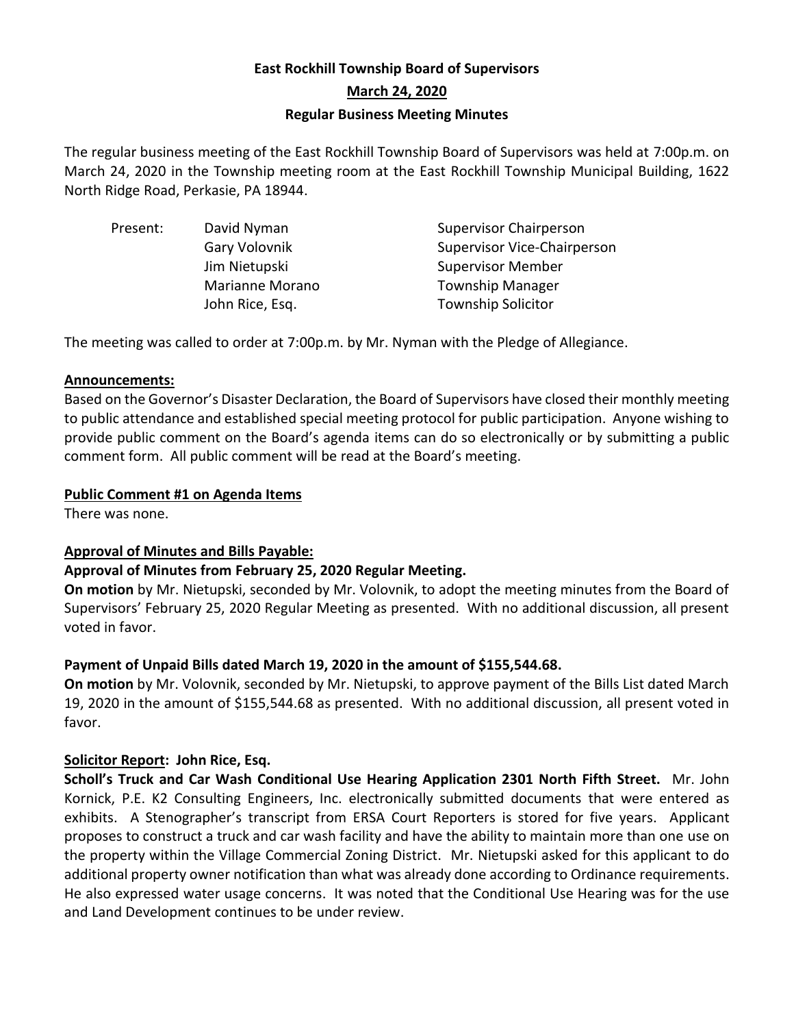# East Rockhill Township Board of Supervisors

## March 24, 2020

## Regular Business Meeting Minutes

The regular business meeting of the East Rockhill Township Board of Supervisors was held at 7:00p.m. on March 24, 2020 in the Township meeting room at the East Rockhill Township Municipal Building, 1622 North Ridge Road, Perkasie, PA 18944.

| Present: | David Nyman | Supervisor Chairperson |
|---|---|---|
| | Gary Volovnik | Supervisor Vice-Chairperson |
| | Jim Nietupski | Supervisor Member |
| | Marianne Morano | Township Manager |
| | John Rice, Esq. | Township Solicitor |

The meeting was called to order at 7:00p.m. by Mr. Nyman with the Pledge of Allegiance.

**Announcements:**

Based on the Governor's Disaster Declaration, the Board of Supervisors have closed their monthly meeting to public attendance and established special meeting protocol for public participation. Anyone wishing to provide public comment on the Board's agenda items can do so electronically or by submitting a public comment form. All public comment will be read at the Board's meeting.

**Public Comment #1 on Agenda Items**

There was none.

**Approval of Minutes and Bills Payable:**

**Approval of Minutes from February 25, 2020 Regular Meeting.**

**On motion** by Mr. Nietupski, seconded by Mr. Volovnik, to adopt the meeting minutes from the Board of Supervisors' February 25, 2020 Regular Meeting as presented. With no additional discussion, all present voted in favor.

**Payment of Unpaid Bills dated March 19, 2020 in the amount of $155,544.68.**

**On motion** by Mr. Volovnik, seconded by Mr. Nietupski, to approve payment of the Bills List dated March 19, 2020 in the amount of $155,544.68 as presented. With no additional discussion, all present voted in favor.

**Solicitor Report: John Rice, Esq.**

**Scholl's Truck and Car Wash Conditional Use Hearing Application 2301 North Fifth Street.** Mr. John Kornick, P.E. K2 Consulting Engineers, Inc. electronically submitted documents that were entered as exhibits. A Stenographer's transcript from ERSA Court Reporters is stored for five years. Applicant proposes to construct a truck and car wash facility and have the ability to maintain more than one use on the property within the Village Commercial Zoning District. Mr. Nietupski asked for this applicant to do additional property owner notification than what was already done according to Ordinance requirements. He also expressed water usage concerns. It was noted that the Conditional Use Hearing was for the use and Land Development continues to be under review.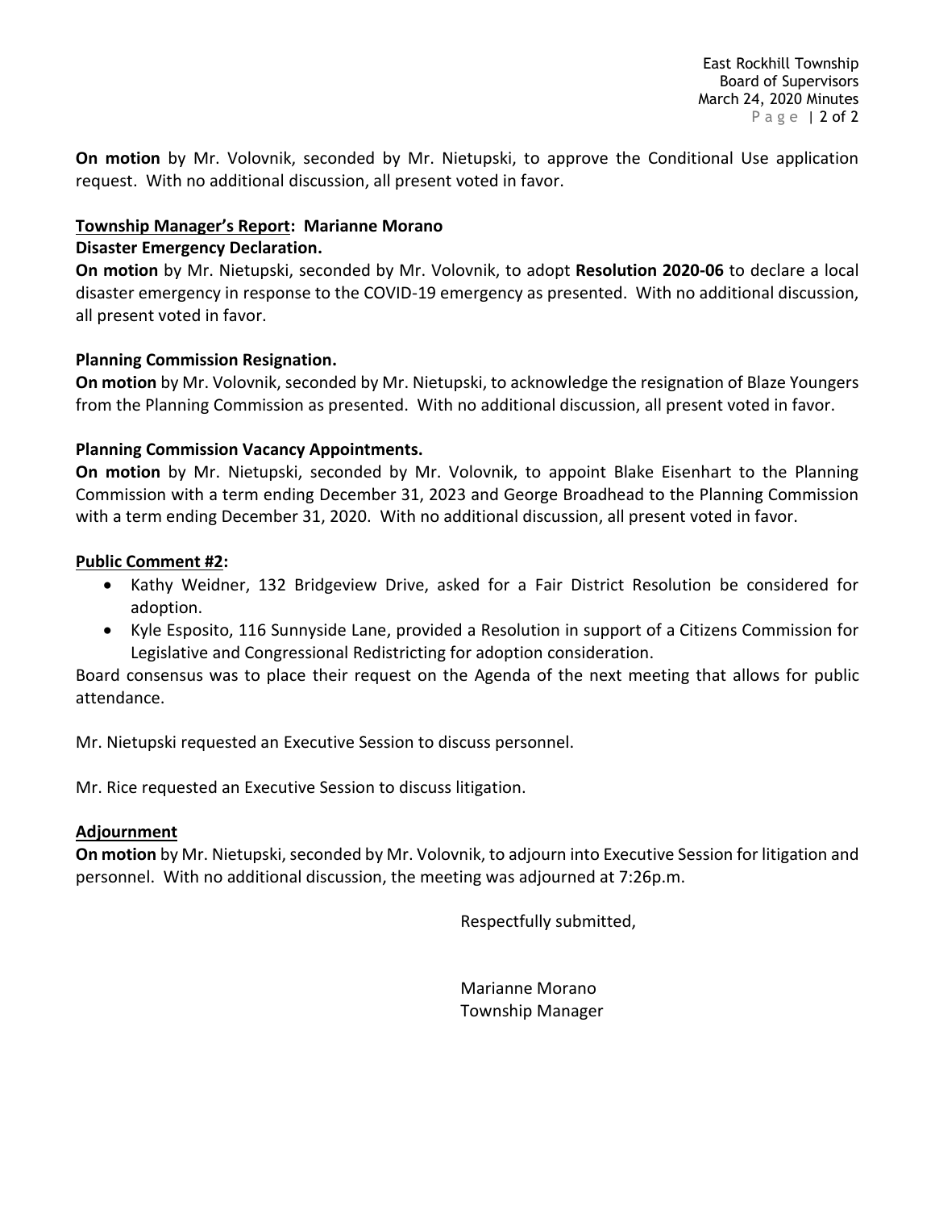**On motion** by Mr. Volovnik, seconded by Mr. Nietupski, to approve the Conditional Use application request. With no additional discussion, all present voted in favor.

**Township Manager's Report: Marianne Morano**

**Disaster Emergency Declaration.**

**On motion** by Mr. Nietupski, seconded by Mr. Volovnik, to adopt **Resolution 2020-06** to declare a local disaster emergency in response to the COVID-19 emergency as presented. With no additional discussion, all present voted in favor.

**Planning Commission Resignation.**

**On motion** by Mr. Volovnik, seconded by Mr. Nietupski, to acknowledge the resignation of Blaze Youngers from the Planning Commission as presented. With no additional discussion, all present voted in favor.

**Planning Commission Vacancy Appointments.**

**On motion** by Mr. Nietupski, seconded by Mr. Volovnik, to appoint Blake Eisenhart to the Planning Commission with a term ending December 31, 2023 and George Broadhead to the Planning Commission with a term ending December 31, 2020. With no additional discussion, all present voted in favor.

**Public Comment #2:**

- Kathy Weidner, 132 Bridgeview Drive, asked for a Fair District Resolution be considered for adoption.
- Kyle Esposito, 116 Sunnyside Lane, provided a Resolution in support of a Citizens Commission for Legislative and Congressional Redistricting for adoption consideration.

Board consensus was to place their request on the Agenda of the next meeting that allows for public attendance.

Mr. Nietupski requested an Executive Session to discuss personnel.

Mr. Rice requested an Executive Session to discuss litigation.

**Adjournment**

**On motion** by Mr. Nietupski, seconded by Mr. Volovnik, to adjourn into Executive Session for litigation and personnel. With no additional discussion, the meeting was adjourned at 7:26p.m.

Respectfully submitted,

Marianne Morano
Township Manager